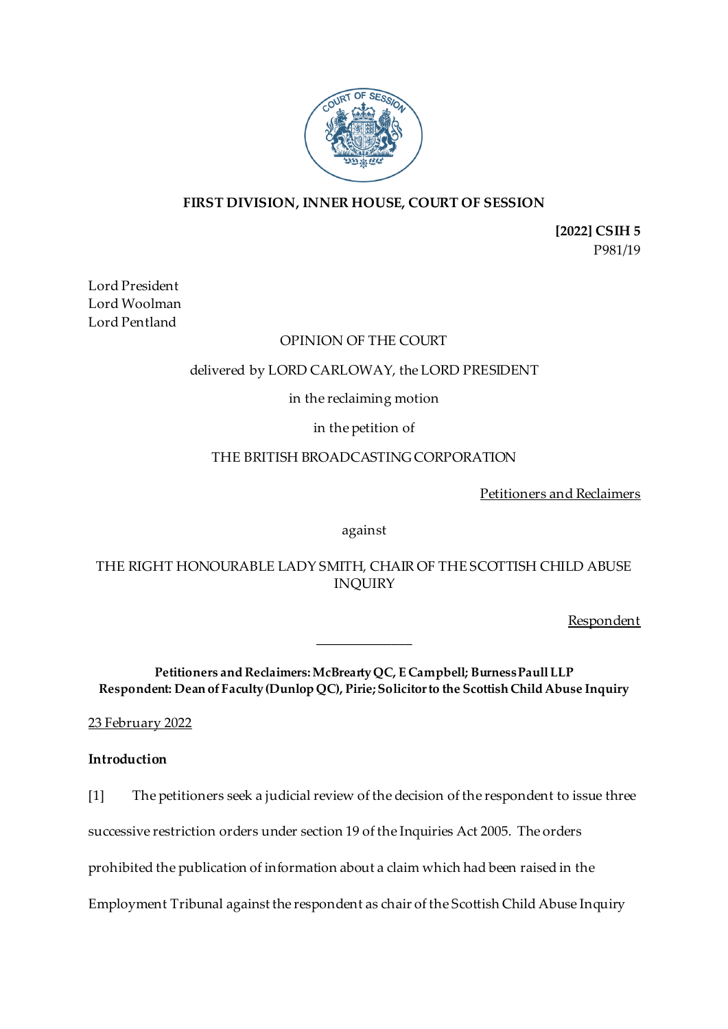**FIRST DIVISION, INNER HOUSE, COURT OF SESSION**

**[2022] CSIH 5**
P981/19

Lord President
Lord Woolman
Lord Pentland

OPINION OF THE COURT

delivered by LORD CARLOWAY, the LORD PRESIDENT

in the reclaiming motion

in the petition of

THE BRITISH BROADCASTING CORPORATION

Petitioners and Reclaimers

against

THE RIGHT HONOURABLE LADY SMITH, CHAIR OF THE SCOTTISH CHILD ABUSE INQUIRY

Respondent

---

**Petitioners and Reclaimers: McBrearty QC, E Campbell; Burness Paull LLP**
**Respondent: Dean of Faculty (Dunlop QC), Pirie; Solicitor to the Scottish Child Abuse Inquiry**

23 February 2022

**Introduction**

[1] The petitioners seek a judicial review of the decision of the respondent to issue three successive restriction orders under section 19 of the Inquiries Act 2005. The orders prohibited the publication of information about a claim which had been raised in the Employment Tribunal against the respondent as chair of the Scottish Child Abuse Inquiry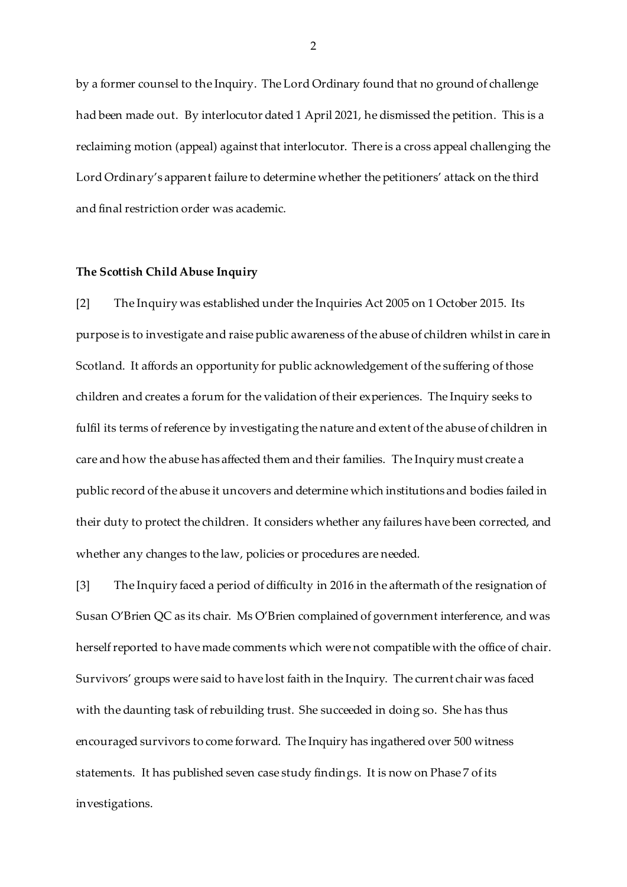by a former counsel to the Inquiry. The Lord Ordinary found that no ground of challenge had been made out. By interlocutor dated 1 April 2021, he dismissed the petition. This is a reclaiming motion (appeal) against that interlocutor. There is a cross appeal challenging the Lord Ordinary's apparent failure to determine whether the petitioners' attack on the third and final restriction order was academic.

**The Scottish Child Abuse Inquiry**

[2] The Inquiry was established under the Inquiries Act 2005 on 1 October 2015. Its purpose is to investigate and raise public awareness of the abuse of children whilst in care in Scotland. It affords an opportunity for public acknowledgement of the suffering of those children and creates a forum for the validation of their experiences. The Inquiry seeks to fulfil its terms of reference by investigating the nature and extent of the abuse of children in care and how the abuse has affected them and their families. The Inquiry must create a public record of the abuse it uncovers and determine which institutions and bodies failed in their duty to protect the children. It considers whether any failures have been corrected, and whether any changes to the law, policies or procedures are needed.

[3] The Inquiry faced a period of difficulty in 2016 in the aftermath of the resignation of Susan O'Brien QC as its chair. Ms O'Brien complained of government interference, and was herself reported to have made comments which were not compatible with the office of chair. Survivors' groups were said to have lost faith in the Inquiry. The current chair was faced with the daunting task of rebuilding trust. She succeeded in doing so. She has thus encouraged survivors to come forward. The Inquiry has ingathered over 500 witness statements. It has published seven case study findings. It is now on Phase 7 of its investigations.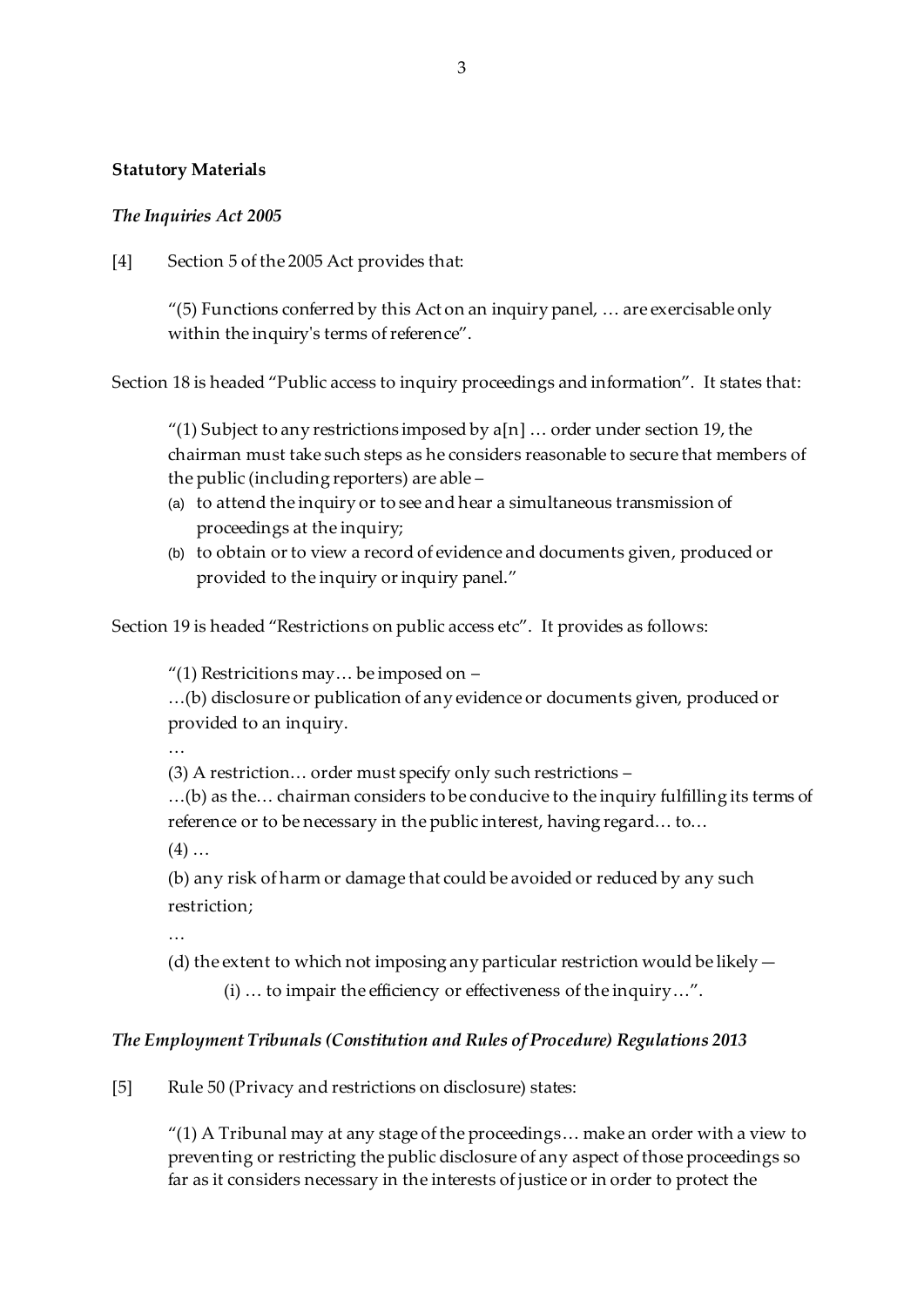**Statutory Materials**

***The Inquiries Act 2005***

[4] Section 5 of the 2005 Act provides that:

> "(5) Functions conferred by this Act on an inquiry panel, … are exercisable only within the inquiry's terms of reference".

Section 18 is headed "Public access to inquiry proceedings and information". It states that:

> "(1) Subject to any restrictions imposed by a[n] … order under section 19, the chairman must take such steps as he considers reasonable to secure that members of the public (including reporters) are able –
> (a) to attend the inquiry or to see and hear a simultaneous transmission of proceedings at the inquiry;
> (b) to obtain or to view a record of evidence and documents given, produced or provided to the inquiry or inquiry panel."

Section 19 is headed "Restrictions on public access etc". It provides as follows:

> "(1) Restricitions may… be imposed on –
> …(b) disclosure or publication of any evidence or documents given, produced or provided to an inquiry.
> …
> (3) A restriction… order must specify only such restrictions –
> …(b) as the… chairman considers to be conducive to the inquiry fulfilling its terms of reference or to be necessary in the public interest, having regard… to…
> (4) …
> (b) any risk of harm or damage that could be avoided or reduced by any such restriction;
> …
> (d) the extent to which not imposing any particular restriction would be likely —
> (i) … to impair the efficiency or effectiveness of the inquiry…".

***The Employment Tribunals (Constitution and Rules of Procedure) Regulations 2013***

[5] Rule 50 (Privacy and restrictions on disclosure) states:

> "(1) A Tribunal may at any stage of the proceedings… make an order with a view to preventing or restricting the public disclosure of any aspect of those proceedings so far as it considers necessary in the interests of justice or in order to protect the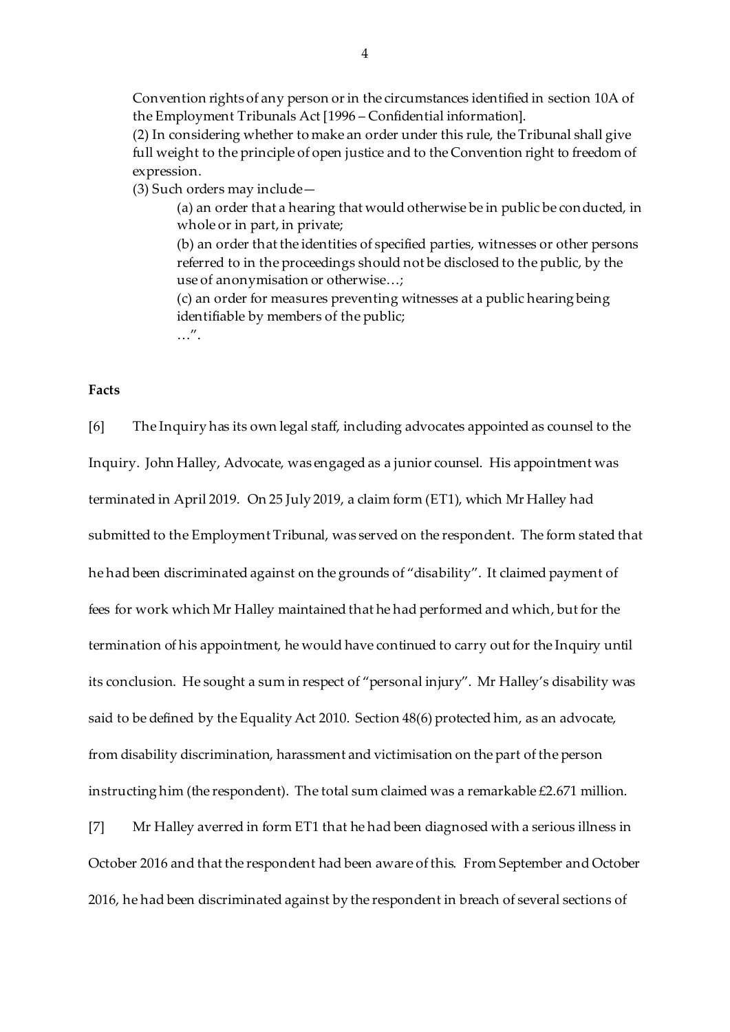Convention rights of any person or in the circumstances identified in section 10A of the Employment Tribunals Act [1996 – Confidential information].

(2) In considering whether to make an order under this rule, the Tribunal shall give full weight to the principle of open justice and to the Convention right to freedom of expression.

(3) Such orders may include—

> (a) an order that a hearing that would otherwise be in public be conducted, in whole or in part, in private;
>
> (b) an order that the identities of specified parties, witnesses or other persons referred to in the proceedings should not be disclosed to the public, by the use of anonymisation or otherwise…;
>
> (c) an order for measures preventing witnesses at a public hearing being identifiable by members of the public;
>
> …".

**Facts**

[6] The Inquiry has its own legal staff, including advocates appointed as counsel to the Inquiry. John Halley, Advocate, was engaged as a junior counsel. His appointment was terminated in April 2019. On 25 July 2019, a claim form (ET1), which Mr Halley had submitted to the Employment Tribunal, was served on the respondent. The form stated that he had been discriminated against on the grounds of "disability". It claimed payment of fees for work which Mr Halley maintained that he had performed and which, but for the termination of his appointment, he would have continued to carry out for the Inquiry until its conclusion. He sought a sum in respect of "personal injury". Mr Halley's disability was said to be defined by the Equality Act 2010. Section 48(6) protected him, as an advocate, from disability discrimination, harassment and victimisation on the part of the person instructing him (the respondent). The total sum claimed was a remarkable £2.671 million.

[7] Mr Halley averred in form ET1 that he had been diagnosed with a serious illness in October 2016 and that the respondent had been aware of this. From September and October 2016, he had been discriminated against by the respondent in breach of several sections of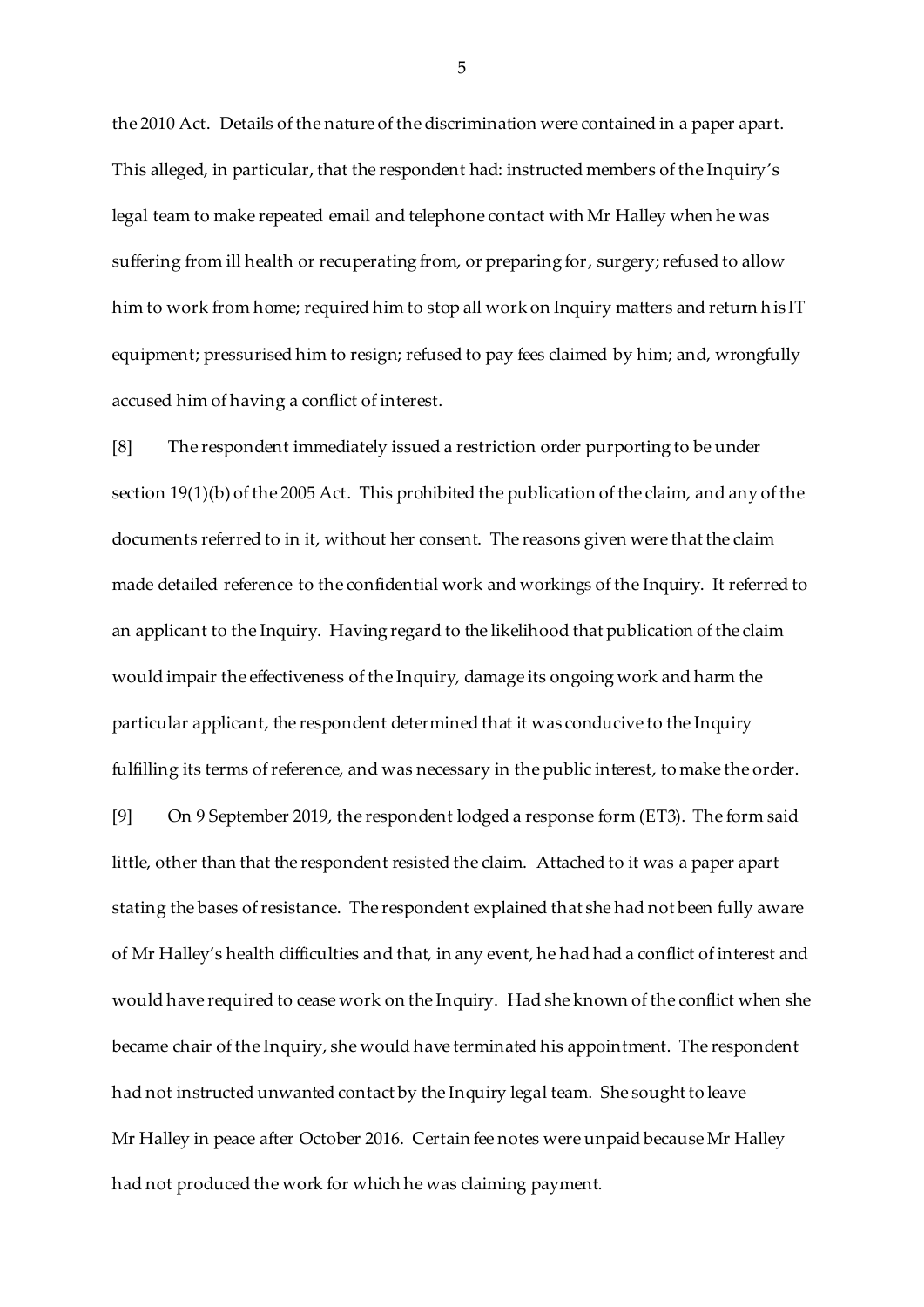the 2010 Act. Details of the nature of the discrimination were contained in a paper apart. This alleged, in particular, that the respondent had: instructed members of the Inquiry's legal team to make repeated email and telephone contact with Mr Halley when he was suffering from ill health or recuperating from, or preparing for, surgery; refused to allow him to work from home; required him to stop all work on Inquiry matters and return his IT equipment; pressurised him to resign; refused to pay fees claimed by him; and, wrongfully accused him of having a conflict of interest.

[8] The respondent immediately issued a restriction order purporting to be under section 19(1)(b) of the 2005 Act. This prohibited the publication of the claim, and any of the documents referred to in it, without her consent. The reasons given were that the claim made detailed reference to the confidential work and workings of the Inquiry. It referred to an applicant to the Inquiry. Having regard to the likelihood that publication of the claim would impair the effectiveness of the Inquiry, damage its ongoing work and harm the particular applicant, the respondent determined that it was conducive to the Inquiry fulfilling its terms of reference, and was necessary in the public interest, to make the order.

[9] On 9 September 2019, the respondent lodged a response form (ET3). The form said little, other than that the respondent resisted the claim. Attached to it was a paper apart stating the bases of resistance. The respondent explained that she had not been fully aware of Mr Halley's health difficulties and that, in any event, he had had a conflict of interest and would have required to cease work on the Inquiry. Had she known of the conflict when she became chair of the Inquiry, she would have terminated his appointment. The respondent had not instructed unwanted contact by the Inquiry legal team. She sought to leave Mr Halley in peace after October 2016. Certain fee notes were unpaid because Mr Halley had not produced the work for which he was claiming payment.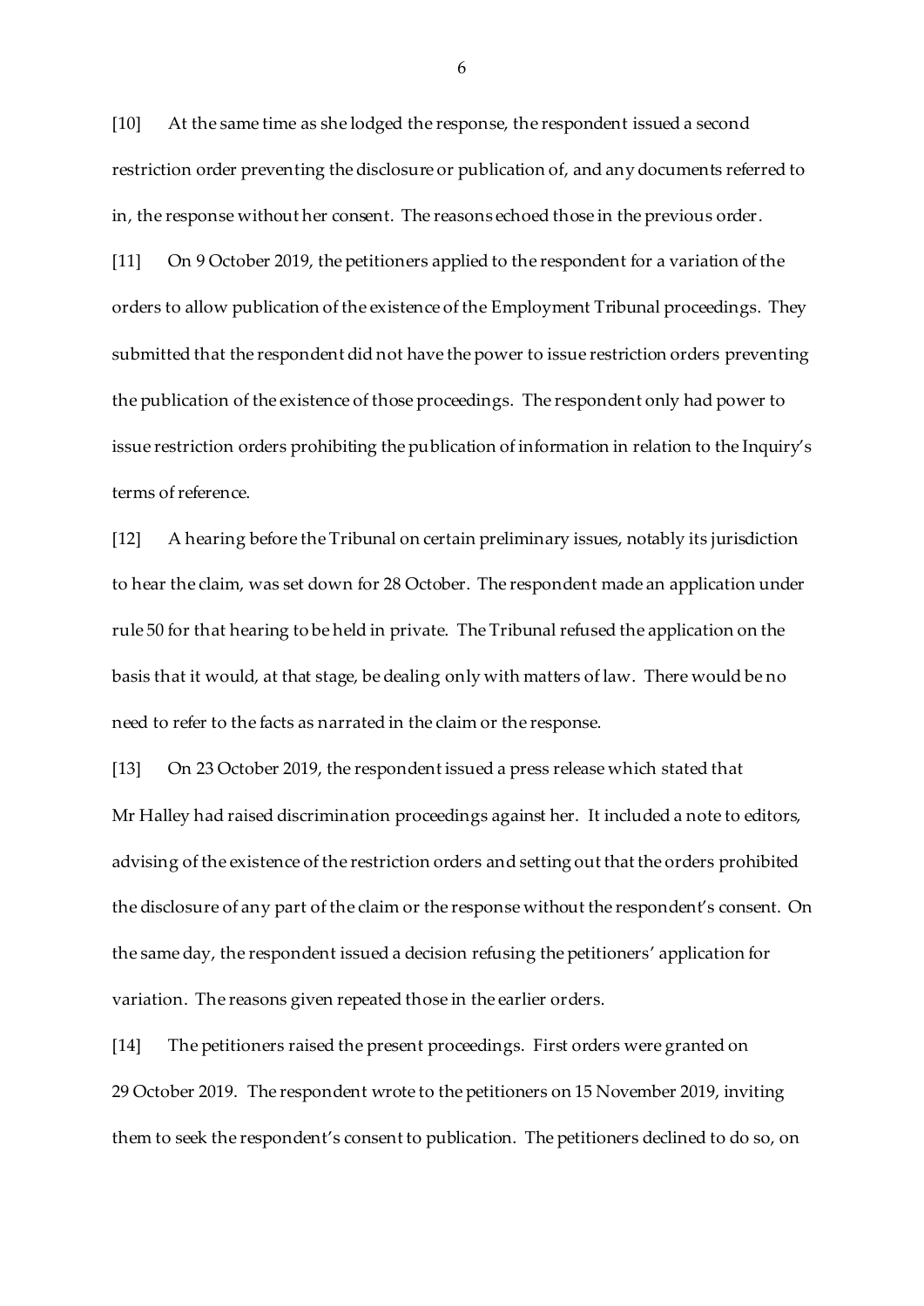[10] At the same time as she lodged the response, the respondent issued a second restriction order preventing the disclosure or publication of, and any documents referred to in, the response without her consent. The reasons echoed those in the previous order.

[11] On 9 October 2019, the petitioners applied to the respondent for a variation of the orders to allow publication of the existence of the Employment Tribunal proceedings. They submitted that the respondent did not have the power to issue restriction orders preventing the publication of the existence of those proceedings. The respondent only had power to issue restriction orders prohibiting the publication of information in relation to the Inquiry's terms of reference.

[12] A hearing before the Tribunal on certain preliminary issues, notably its jurisdiction to hear the claim, was set down for 28 October. The respondent made an application under rule 50 for that hearing to be held in private. The Tribunal refused the application on the basis that it would, at that stage, be dealing only with matters of law. There would be no need to refer to the facts as narrated in the claim or the response.

[13] On 23 October 2019, the respondent issued a press release which stated that Mr Halley had raised discrimination proceedings against her. It included a note to editors, advising of the existence of the restriction orders and setting out that the orders prohibited the disclosure of any part of the claim or the response without the respondent's consent. On the same day, the respondent issued a decision refusing the petitioners' application for variation. The reasons given repeated those in the earlier orders.

[14] The petitioners raised the present proceedings. First orders were granted on 29 October 2019. The respondent wrote to the petitioners on 15 November 2019, inviting them to seek the respondent's consent to publication. The petitioners declined to do so, on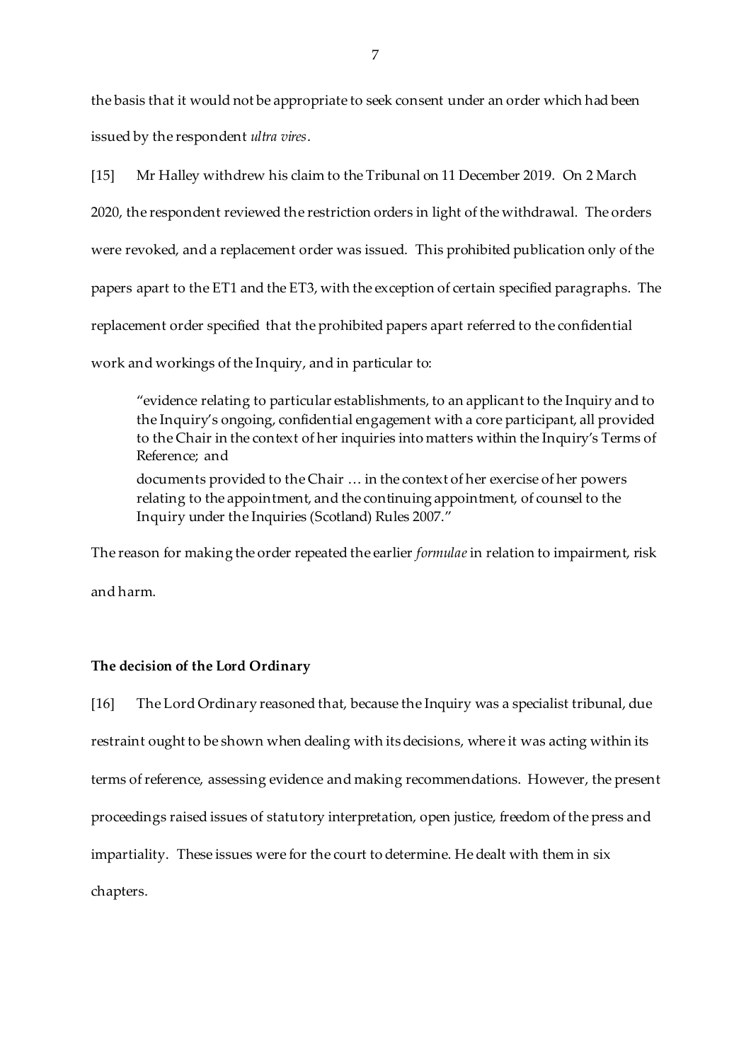the basis that it would not be appropriate to seek consent under an order which had been issued by the respondent *ultra vires*.

[15] Mr Halley withdrew his claim to the Tribunal on 11 December 2019. On 2 March 2020, the respondent reviewed the restriction orders in light of the withdrawal. The orders were revoked, and a replacement order was issued. This prohibited publication only of the papers apart to the ET1 and the ET3, with the exception of certain specified paragraphs. The replacement order specified that the prohibited papers apart referred to the confidential work and workings of the Inquiry, and in particular to:

> "evidence relating to particular establishments, to an applicant to the Inquiry and to the Inquiry's ongoing, confidential engagement with a core participant, all provided to the Chair in the context of her inquiries into matters within the Inquiry's Terms of Reference; and
>
> documents provided to the Chair … in the context of her exercise of her powers relating to the appointment, and the continuing appointment, of counsel to the Inquiry under the Inquiries (Scotland) Rules 2007."

The reason for making the order repeated the earlier *formulae* in relation to impairment, risk and harm.

**The decision of the Lord Ordinary**

[16] The Lord Ordinary reasoned that, because the Inquiry was a specialist tribunal, due restraint ought to be shown when dealing with its decisions, where it was acting within its terms of reference, assessing evidence and making recommendations. However, the present proceedings raised issues of statutory interpretation, open justice, freedom of the press and impartiality. These issues were for the court to determine. He dealt with them in six chapters.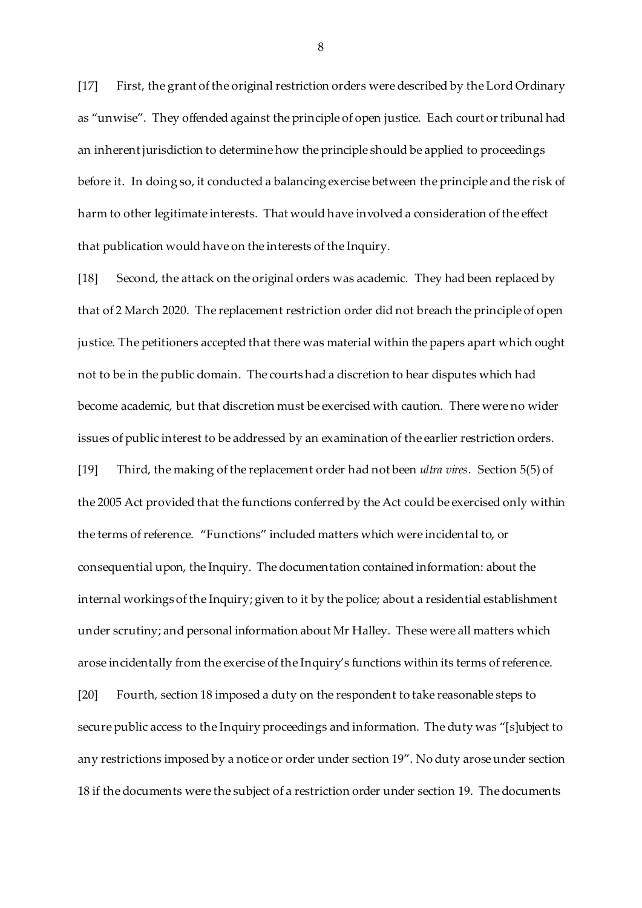[17] First, the grant of the original restriction orders were described by the Lord Ordinary as "unwise". They offended against the principle of open justice. Each court or tribunal had an inherent jurisdiction to determine how the principle should be applied to proceedings before it. In doing so, it conducted a balancing exercise between the principle and the risk of harm to other legitimate interests. That would have involved a consideration of the effect that publication would have on the interests of the Inquiry.

[18] Second, the attack on the original orders was academic. They had been replaced by that of 2 March 2020. The replacement restriction order did not breach the principle of open justice. The petitioners accepted that there was material within the papers apart which ought not to be in the public domain. The courts had a discretion to hear disputes which had become academic, but that discretion must be exercised with caution. There were no wider issues of public interest to be addressed by an examination of the earlier restriction orders.

[19] Third, the making of the replacement order had not been *ultra vires*. Section 5(5) of the 2005 Act provided that the functions conferred by the Act could be exercised only within the terms of reference. "Functions" included matters which were incidental to, or consequential upon, the Inquiry. The documentation contained information: about the internal workings of the Inquiry; given to it by the police; about a residential establishment under scrutiny; and personal information about Mr Halley. These were all matters which arose incidentally from the exercise of the Inquiry's functions within its terms of reference.

[20] Fourth, section 18 imposed a duty on the respondent to take reasonable steps to secure public access to the Inquiry proceedings and information. The duty was "[s]ubject to any restrictions imposed by a notice or order under section 19". No duty arose under section 18 if the documents were the subject of a restriction order under section 19. The documents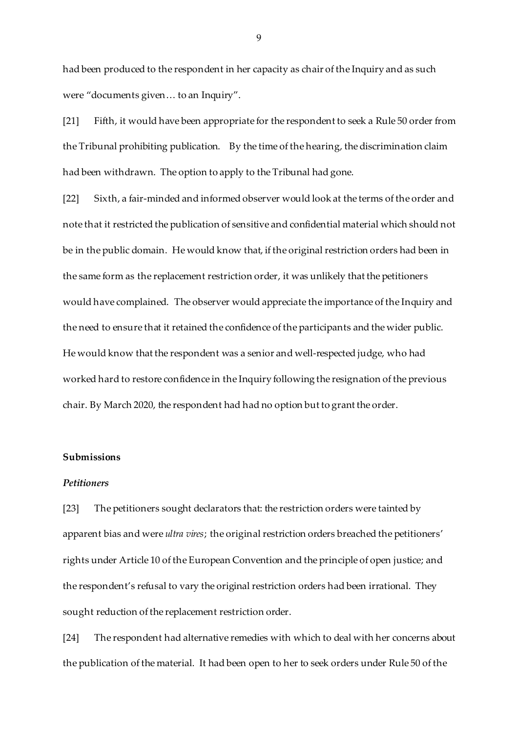had been produced to the respondent in her capacity as chair of the Inquiry and as such were "documents given… to an Inquiry".

[21] Fifth, it would have been appropriate for the respondent to seek a Rule 50 order from the Tribunal prohibiting publication. By the time of the hearing, the discrimination claim had been withdrawn. The option to apply to the Tribunal had gone.

[22] Sixth, a fair-minded and informed observer would look at the terms of the order and note that it restricted the publication of sensitive and confidential material which should not be in the public domain. He would know that, if the original restriction orders had been in the same form as the replacement restriction order, it was unlikely that the petitioners would have complained. The observer would appreciate the importance of the Inquiry and the need to ensure that it retained the confidence of the participants and the wider public. He would know that the respondent was a senior and well-respected judge, who had worked hard to restore confidence in the Inquiry following the resignation of the previous chair. By March 2020, the respondent had had no option but to grant the order.

## Submissions

### *Petitioners*

[23] The petitioners sought declarators that: the restriction orders were tainted by apparent bias and were *ultra vires*; the original restriction orders breached the petitioners' rights under Article 10 of the European Convention and the principle of open justice; and the respondent's refusal to vary the original restriction orders had been irrational. They sought reduction of the replacement restriction order.

[24] The respondent had alternative remedies with which to deal with her concerns about the publication of the material. It had been open to her to seek orders under Rule 50 of the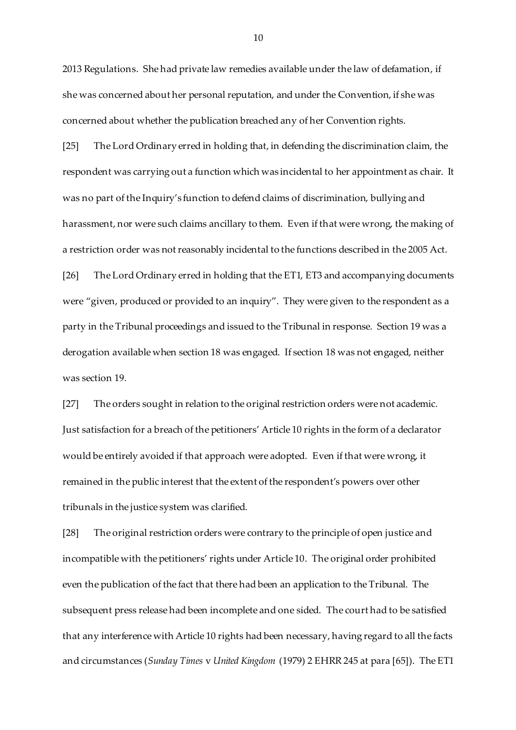2013 Regulations. She had private law remedies available under the law of defamation, if she was concerned about her personal reputation, and under the Convention, if she was concerned about whether the publication breached any of her Convention rights.

[25] The Lord Ordinary erred in holding that, in defending the discrimination claim, the respondent was carrying out a function which was incidental to her appointment as chair. It was no part of the Inquiry's function to defend claims of discrimination, bullying and harassment, nor were such claims ancillary to them. Even if that were wrong, the making of a restriction order was not reasonably incidental to the functions described in the 2005 Act.

[26] The Lord Ordinary erred in holding that the ET1, ET3 and accompanying documents were "given, produced or provided to an inquiry". They were given to the respondent as a party in the Tribunal proceedings and issued to the Tribunal in response. Section 19 was a derogation available when section 18 was engaged. If section 18 was not engaged, neither was section 19.

[27] The orders sought in relation to the original restriction orders were not academic. Just satisfaction for a breach of the petitioners' Article 10 rights in the form of a declarator would be entirely avoided if that approach were adopted. Even if that were wrong, it remained in the public interest that the extent of the respondent's powers over other tribunals in the justice system was clarified.

[28] The original restriction orders were contrary to the principle of open justice and incompatible with the petitioners' rights under Article 10. The original order prohibited even the publication of the fact that there had been an application to the Tribunal. The subsequent press release had been incomplete and one sided. The court had to be satisfied that any interference with Article 10 rights had been necessary, having regard to all the facts and circumstances (*Sunday Times* v *United Kingdom* (1979) 2 EHRR 245 at para [65]). The ET1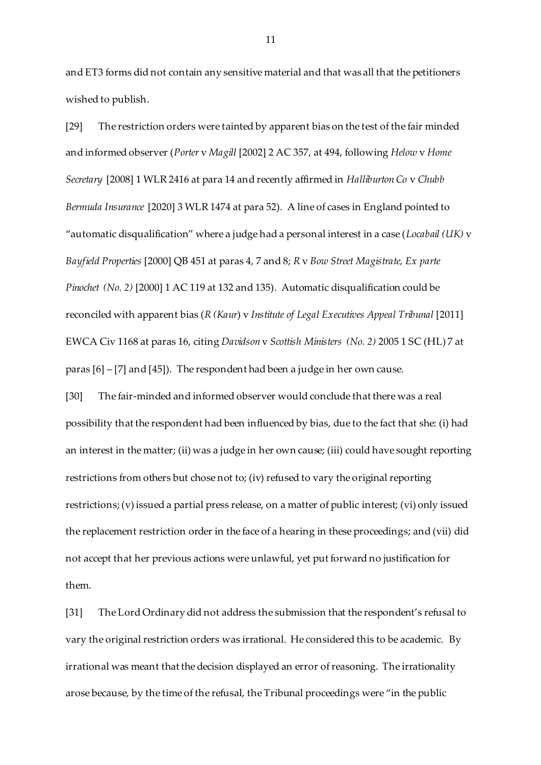and ET3 forms did not contain any sensitive material and that was all that the petitioners wished to publish.

[29] The restriction orders were tainted by apparent bias on the test of the fair minded and informed observer (*Porter* v *Magill* [2002] 2 AC 357, at 494, following *Helow* v *Home Secretary* [2008] 1 WLR 2416 at para 14 and recently affirmed in *Halliburton Co* v *Chubb Bermuda Insurance* [2020] 3 WLR 1474 at para 52). A line of cases in England pointed to "automatic disqualification" where a judge had a personal interest in a case (*Locabail (UK)* v *Bayfield Properties* [2000] QB 451 at paras 4, 7 and 8; *R* v *Bow Street Magistrate, Ex parte Pinochet (No. 2)* [2000] 1 AC 119 at 132 and 135). Automatic disqualification could be reconciled with apparent bias (*R (Kaur)* v *Institute of Legal Executives Appeal Tribunal* [2011] EWCA Civ 1168 at paras 16, citing *Davidson* v *Scottish Ministers (No. 2)* 2005 1 SC (HL) 7 at paras [6] – [7] and [45]). The respondent had been a judge in her own cause.

[30] The fair-minded and informed observer would conclude that there was a real possibility that the respondent had been influenced by bias, due to the fact that she: (i) had an interest in the matter; (ii) was a judge in her own cause; (iii) could have sought reporting restrictions from others but chose not to; (iv) refused to vary the original reporting restrictions; (v) issued a partial press release, on a matter of public interest; (vi) only issued the replacement restriction order in the face of a hearing in these proceedings; and (vii) did not accept that her previous actions were unlawful, yet put forward no justification for them.

[31] The Lord Ordinary did not address the submission that the respondent's refusal to vary the original restriction orders was irrational. He considered this to be academic. By irrational was meant that the decision displayed an error of reasoning. The irrationality arose because, by the time of the refusal, the Tribunal proceedings were "in the public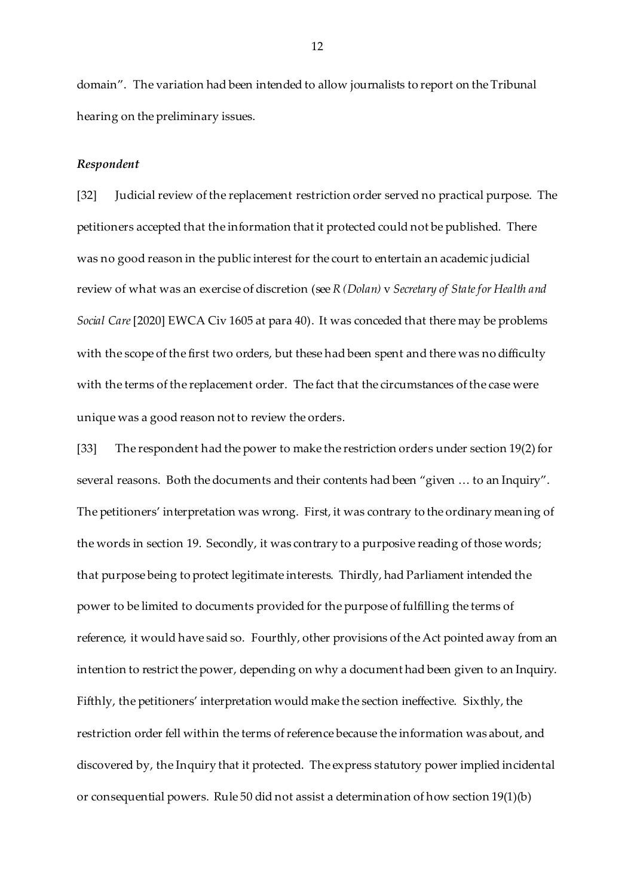domain". The variation had been intended to allow journalists to report on the Tribunal hearing on the preliminary issues.

### *Respondent*

[32] Judicial review of the replacement restriction order served no practical purpose. The petitioners accepted that the information that it protected could not be published. There was no good reason in the public interest for the court to entertain an academic judicial review of what was an exercise of discretion (see *R (Dolan)* v *Secretary of State for Health and Social Care* [2020] EWCA Civ 1605 at para 40). It was conceded that there may be problems with the scope of the first two orders, but these had been spent and there was no difficulty with the terms of the replacement order. The fact that the circumstances of the case were unique was a good reason not to review the orders.

[33] The respondent had the power to make the restriction orders under section 19(2) for several reasons. Both the documents and their contents had been "given … to an Inquiry". The petitioners' interpretation was wrong. First, it was contrary to the ordinary meaning of the words in section 19. Secondly, it was contrary to a purposive reading of those words; that purpose being to protect legitimate interests. Thirdly, had Parliament intended the power to be limited to documents provided for the purpose of fulfilling the terms of reference, it would have said so. Fourthly, other provisions of the Act pointed away from an intention to restrict the power, depending on why a document had been given to an Inquiry. Fifthly, the petitioners' interpretation would make the section ineffective. Sixthly, the restriction order fell within the terms of reference because the information was about, and discovered by, the Inquiry that it protected. The express statutory power implied incidental or consequential powers. Rule 50 did not assist a determination of how section 19(1)(b)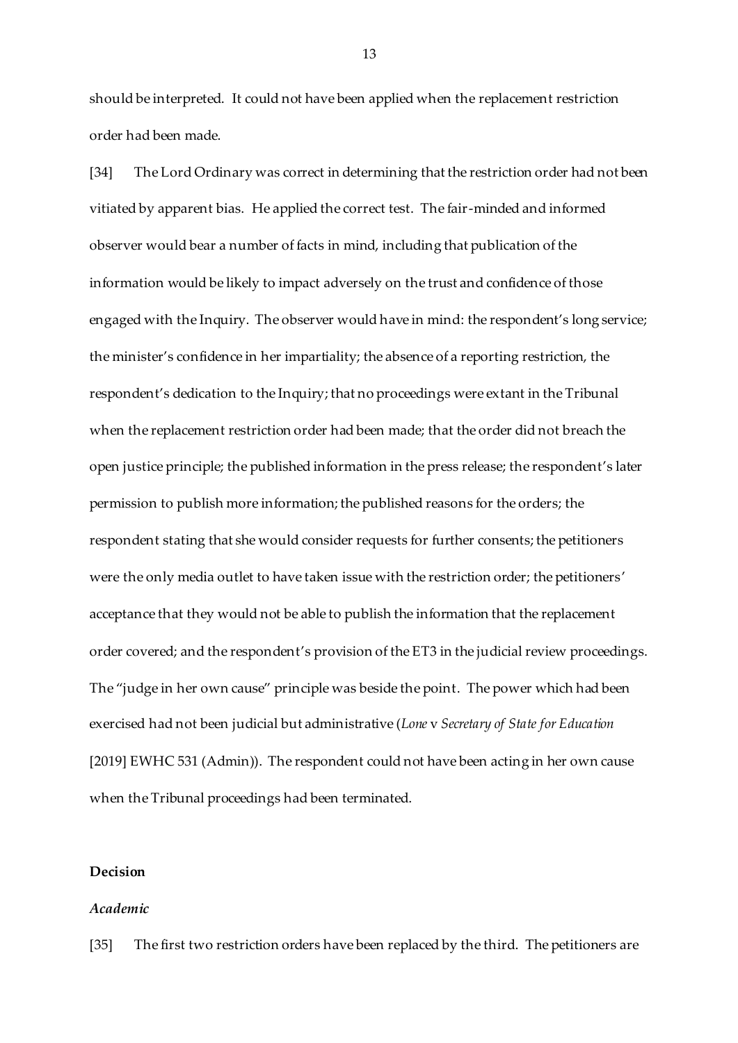should be interpreted. It could not have been applied when the replacement restriction order had been made.

[34] The Lord Ordinary was correct in determining that the restriction order had not been vitiated by apparent bias. He applied the correct test. The fair-minded and informed observer would bear a number of facts in mind, including that publication of the information would be likely to impact adversely on the trust and confidence of those engaged with the Inquiry. The observer would have in mind: the respondent's long service; the minister's confidence in her impartiality; the absence of a reporting restriction, the respondent's dedication to the Inquiry; that no proceedings were extant in the Tribunal when the replacement restriction order had been made; that the order did not breach the open justice principle; the published information in the press release; the respondent's later permission to publish more information; the published reasons for the orders; the respondent stating that she would consider requests for further consents; the petitioners were the only media outlet to have taken issue with the restriction order; the petitioners' acceptance that they would not be able to publish the information that the replacement order covered; and the respondent's provision of the ET3 in the judicial review proceedings. The "judge in her own cause" principle was beside the point. The power which had been exercised had not been judicial but administrative (*Lone* v *Secretary of State for Education* [2019] EWHC 531 (Admin)). The respondent could not have been acting in her own cause when the Tribunal proceedings had been terminated.

## Decision

### *Academic*

[35] The first two restriction orders have been replaced by the third. The petitioners are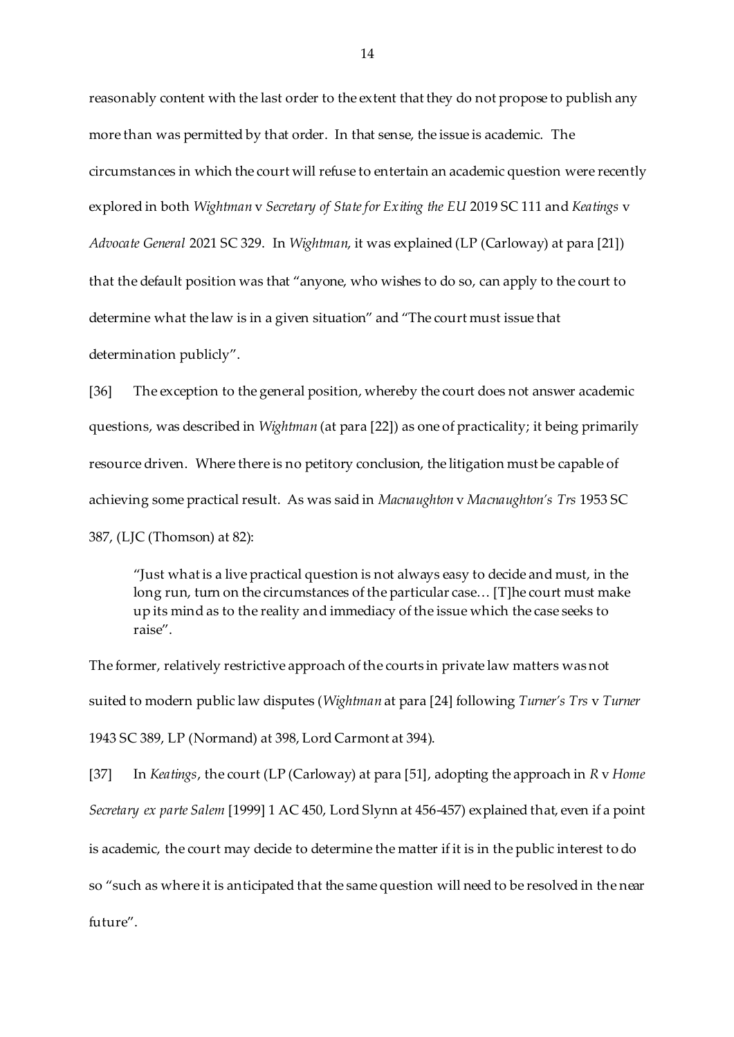reasonably content with the last order to the extent that they do not propose to publish any more than was permitted by that order. In that sense, the issue is academic. The circumstances in which the court will refuse to entertain an academic question were recently explored in both *Wightman* v *Secretary of State for Exiting the EU* 2019 SC 111 and *Keatings* v *Advocate General* 2021 SC 329. In *Wightman*, it was explained (LP (Carloway) at para [21]) that the default position was that "anyone, who wishes to do so, can apply to the court to determine what the law is in a given situation" and "The court must issue that determination publicly".

[36] The exception to the general position, whereby the court does not answer academic questions, was described in *Wightman* (at para [22]) as one of practicality; it being primarily resource driven. Where there is no petitory conclusion, the litigation must be capable of achieving some practical result. As was said in *Macnaughton* v *Macnaughton's Trs* 1953 SC 387, (LJC (Thomson) at 82):

> "Just what is a live practical question is not always easy to decide and must, in the long run, turn on the circumstances of the particular case… [T]he court must make up its mind as to the reality and immediacy of the issue which the case seeks to raise".

The former, relatively restrictive approach of the courts in private law matters was not suited to modern public law disputes (*Wightman* at para [24] following *Turner's Trs* v *Turner* 1943 SC 389, LP (Normand) at 398, Lord Carmont at 394).

[37] In *Keatings*, the court (LP (Carloway) at para [51], adopting the approach in *R* v *Home Secretary ex parte Salem* [1999] 1 AC 450, Lord Slynn at 456-457) explained that, even if a point is academic, the court may decide to determine the matter if it is in the public interest to do so "such as where it is anticipated that the same question will need to be resolved in the near future".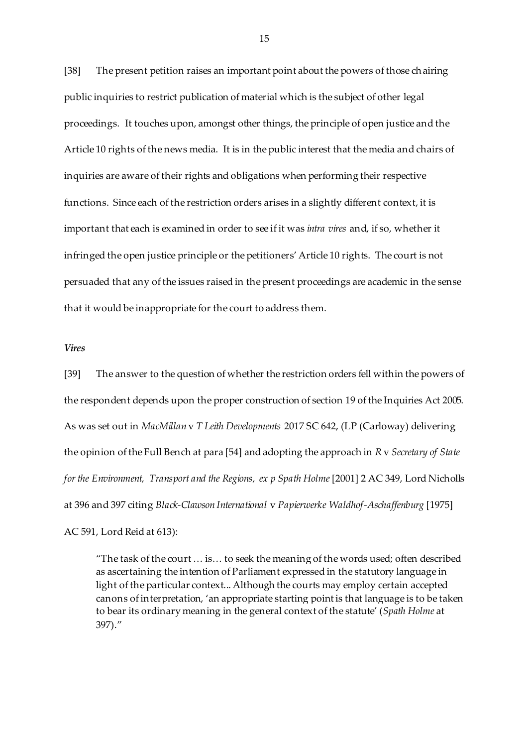[38] The present petition raises an important point about the powers of those chairing public inquiries to restrict publication of material which is the subject of other legal proceedings. It touches upon, amongst other things, the principle of open justice and the Article 10 rights of the news media. It is in the public interest that the media and chairs of inquiries are aware of their rights and obligations when performing their respective functions. Since each of the restriction orders arises in a slightly different context, it is important that each is examined in order to see if it was *intra vires* and, if so, whether it infringed the open justice principle or the petitioners' Article 10 rights. The court is not persuaded that any of the issues raised in the present proceedings are academic in the sense that it would be inappropriate for the court to address them.

### *Vires*

[39] The answer to the question of whether the restriction orders fell within the powers of the respondent depends upon the proper construction of section 19 of the Inquiries Act 2005. As was set out in *MacMillan* v *T Leith Developments* 2017 SC 642, (LP (Carloway) delivering the opinion of the Full Bench at para [54] and adopting the approach in *R* v *Secretary of State for the Environment, Transport and the Regions, ex p Spath Holme* [2001] 2 AC 349, Lord Nicholls at 396 and 397 citing *Black-Clawson International* v *Papierwerke Waldhof-Aschaffenburg* [1975] AC 591, Lord Reid at 613):

> "The task of the court … is… to seek the meaning of the words used; often described as ascertaining the intention of Parliament expressed in the statutory language in light of the particular context... Although the courts may employ certain accepted canons of interpretation, 'an appropriate starting point is that language is to be taken to bear its ordinary meaning in the general context of the statute' (*Spath Holme* at 397)."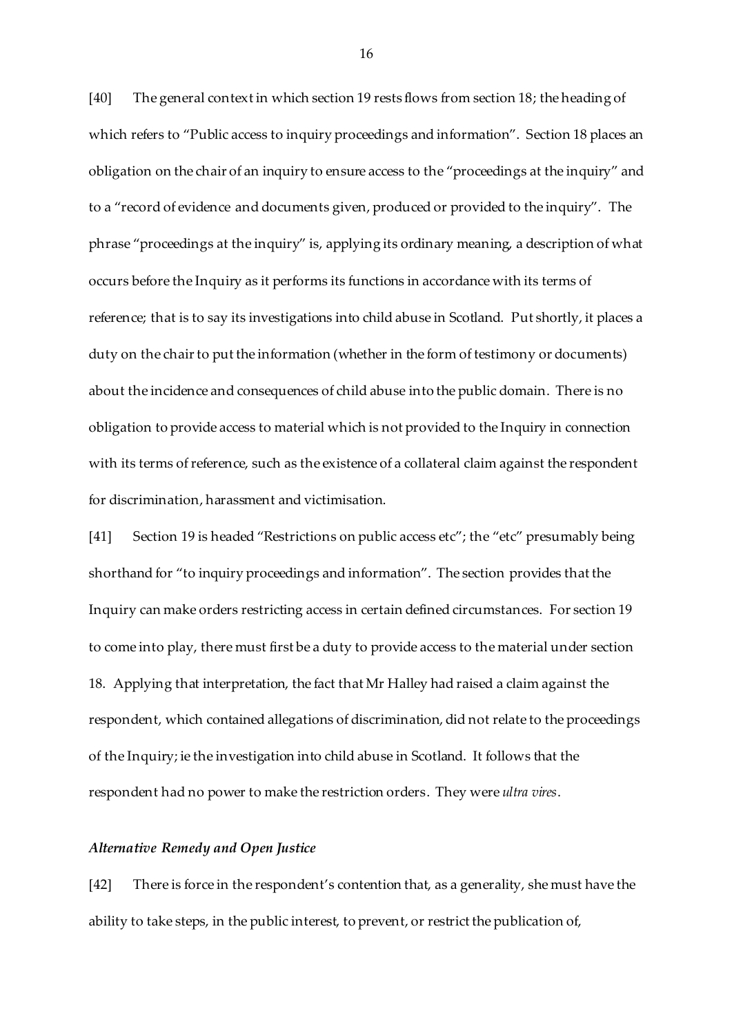[40] The general context in which section 19 rests flows from section 18; the heading of which refers to "Public access to inquiry proceedings and information". Section 18 places an obligation on the chair of an inquiry to ensure access to the "proceedings at the inquiry" and to a "record of evidence and documents given, produced or provided to the inquiry". The phrase "proceedings at the inquiry" is, applying its ordinary meaning, a description of what occurs before the Inquiry as it performs its functions in accordance with its terms of reference; that is to say its investigations into child abuse in Scotland. Put shortly, it places a duty on the chair to put the information (whether in the form of testimony or documents) about the incidence and consequences of child abuse into the public domain. There is no obligation to provide access to material which is not provided to the Inquiry in connection with its terms of reference, such as the existence of a collateral claim against the respondent for discrimination, harassment and victimisation.

[41] Section 19 is headed "Restrictions on public access etc"; the "etc" presumably being shorthand for "to inquiry proceedings and information". The section provides that the Inquiry can make orders restricting access in certain defined circumstances. For section 19 to come into play, there must first be a duty to provide access to the material under section 18. Applying that interpretation, the fact that Mr Halley had raised a claim against the respondent, which contained allegations of discrimination, did not relate to the proceedings of the Inquiry; ie the investigation into child abuse in Scotland. It follows that the respondent had no power to make the restriction orders. They were *ultra vires*.

### *Alternative Remedy and Open Justice*

[42] There is force in the respondent's contention that, as a generality, she must have the ability to take steps, in the public interest, to prevent, or restrict the publication of,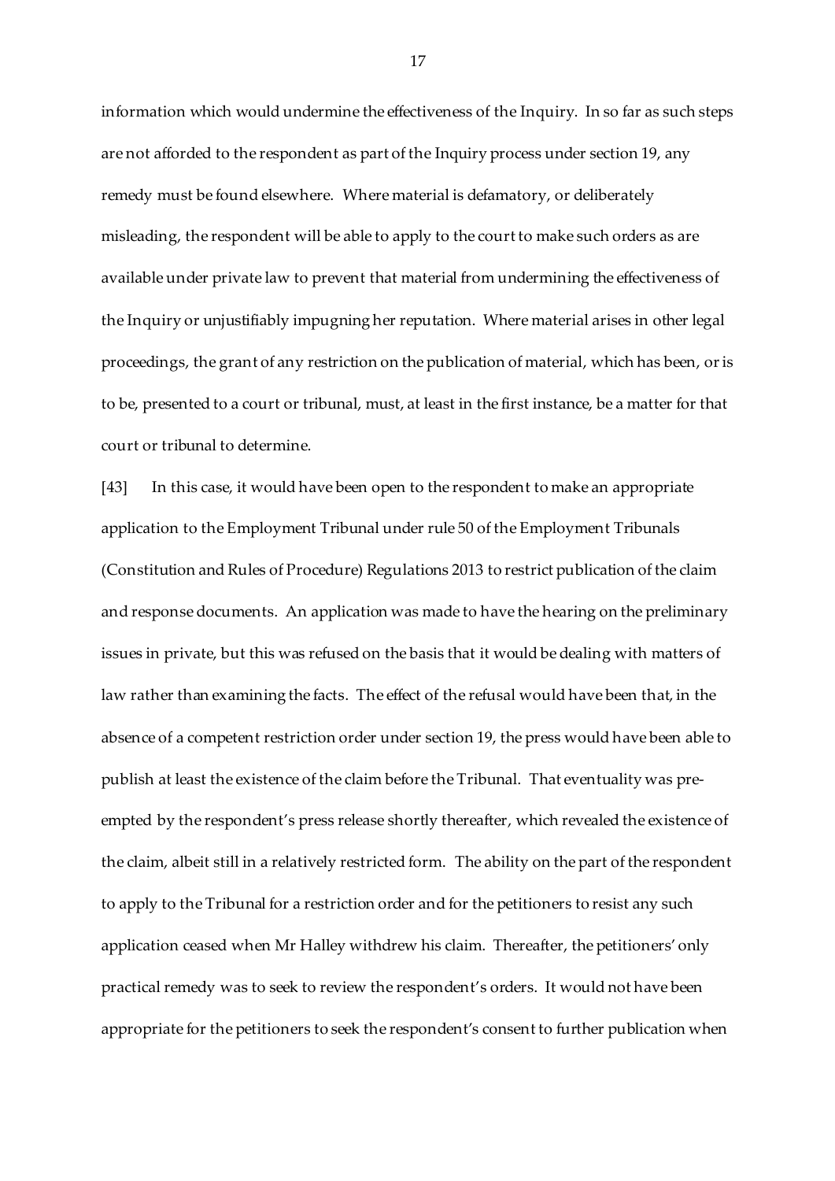information which would undermine the effectiveness of the Inquiry. In so far as such steps are not afforded to the respondent as part of the Inquiry process under section 19, any remedy must be found elsewhere. Where material is defamatory, or deliberately misleading, the respondent will be able to apply to the court to make such orders as are available under private law to prevent that material from undermining the effectiveness of the Inquiry or unjustifiably impugning her reputation. Where material arises in other legal proceedings, the grant of any restriction on the publication of material, which has been, or is to be, presented to a court or tribunal, must, at least in the first instance, be a matter for that court or tribunal to determine.

[43] In this case, it would have been open to the respondent to make an appropriate application to the Employment Tribunal under rule 50 of the Employment Tribunals (Constitution and Rules of Procedure) Regulations 2013 to restrict publication of the claim and response documents. An application was made to have the hearing on the preliminary issues in private, but this was refused on the basis that it would be dealing with matters of law rather than examining the facts. The effect of the refusal would have been that, in the absence of a competent restriction order under section 19, the press would have been able to publish at least the existence of the claim before the Tribunal. That eventuality was pre-empted by the respondent's press release shortly thereafter, which revealed the existence of the claim, albeit still in a relatively restricted form. The ability on the part of the respondent to apply to the Tribunal for a restriction order and for the petitioners to resist any such application ceased when Mr Halley withdrew his claim. Thereafter, the petitioners' only practical remedy was to seek to review the respondent's orders. It would not have been appropriate for the petitioners to seek the respondent's consent to further publication when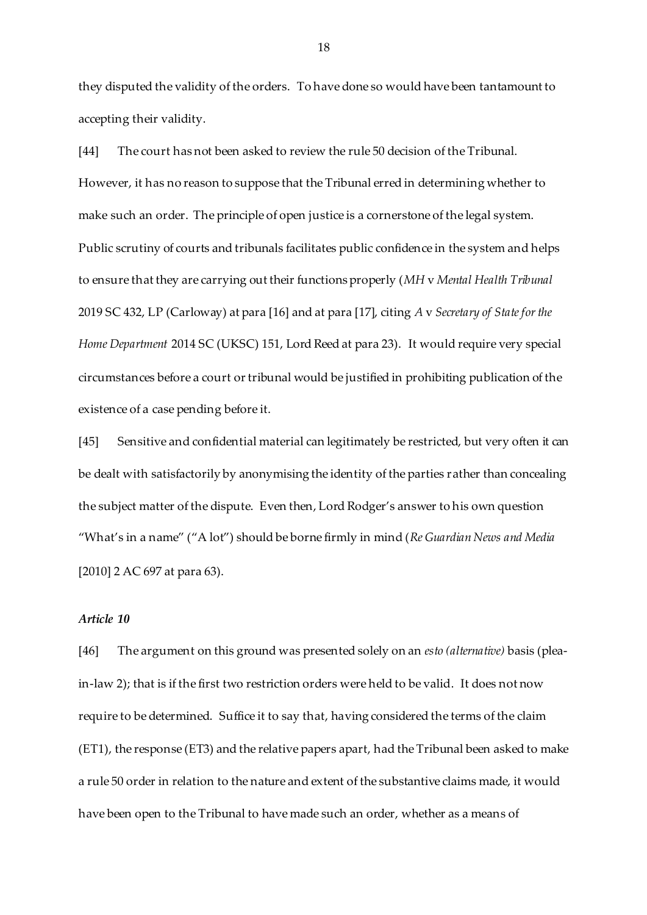they disputed the validity of the orders. To have done so would have been tantamount to accepting their validity.

[44] The court has not been asked to review the rule 50 decision of the Tribunal. However, it has no reason to suppose that the Tribunal erred in determining whether to make such an order. The principle of open justice is a cornerstone of the legal system. Public scrutiny of courts and tribunals facilitates public confidence in the system and helps to ensure that they are carrying out their functions properly (*MH* v *Mental Health Tribunal* 2019 SC 432, LP (Carloway) at para [16] and at para [17], citing *A* v *Secretary of State for the Home Department* 2014 SC (UKSC) 151, Lord Reed at para 23). It would require very special circumstances before a court or tribunal would be justified in prohibiting publication of the existence of a case pending before it.

[45] Sensitive and confidential material can legitimately be restricted, but very often it can be dealt with satisfactorily by anonymising the identity of the parties rather than concealing the subject matter of the dispute. Even then, Lord Rodger's answer to his own question "What's in a name" ("A lot") should be borne firmly in mind (*Re Guardian News and Media* [2010] 2 AC 697 at para 63).

### *Article 10*

[46] The argument on this ground was presented solely on an *esto (alternative)* basis (plea-in-law 2); that is if the first two restriction orders were held to be valid. It does not now require to be determined. Suffice it to say that, having considered the terms of the claim (ET1), the response (ET3) and the relative papers apart, had the Tribunal been asked to make a rule 50 order in relation to the nature and extent of the substantive claims made, it would have been open to the Tribunal to have made such an order, whether as a means of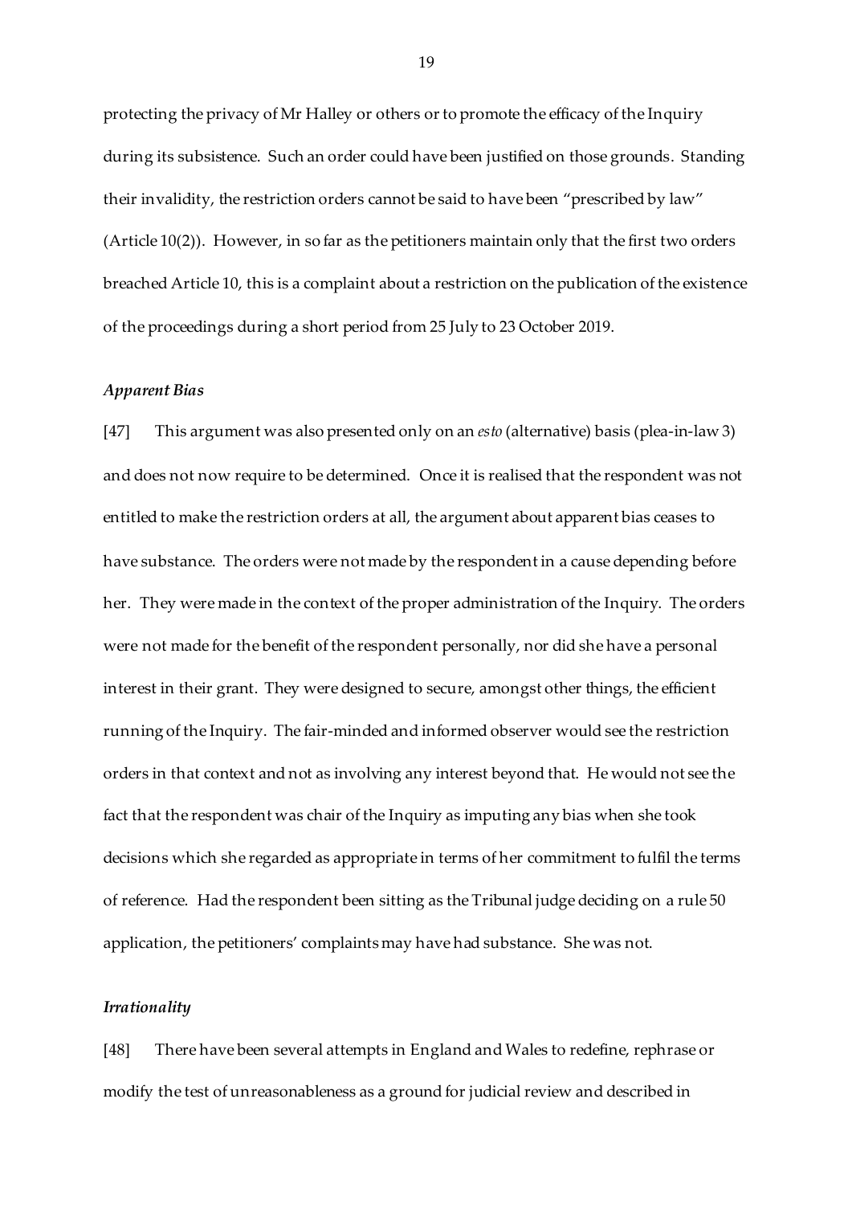protecting the privacy of Mr Halley or others or to promote the efficacy of the Inquiry during its subsistence. Such an order could have been justified on those grounds. Standing their invalidity, the restriction orders cannot be said to have been "prescribed by law" (Article 10(2)). However, in so far as the petitioners maintain only that the first two orders breached Article 10, this is a complaint about a restriction on the publication of the existence of the proceedings during a short period from 25 July to 23 October 2019.

### *Apparent Bias*

[47] This argument was also presented only on an *esto* (alternative) basis (plea-in-law 3) and does not now require to be determined. Once it is realised that the respondent was not entitled to make the restriction orders at all, the argument about apparent bias ceases to have substance. The orders were not made by the respondent in a cause depending before her. They were made in the context of the proper administration of the Inquiry. The orders were not made for the benefit of the respondent personally, nor did she have a personal interest in their grant. They were designed to secure, amongst other things, the efficient running of the Inquiry. The fair-minded and informed observer would see the restriction orders in that context and not as involving any interest beyond that. He would not see the fact that the respondent was chair of the Inquiry as imputing any bias when she took decisions which she regarded as appropriate in terms of her commitment to fulfil the terms of reference. Had the respondent been sitting as the Tribunal judge deciding on a rule 50 application, the petitioners' complaints may have had substance. She was not.

### *Irrationality*

[48] There have been several attempts in England and Wales to redefine, rephrase or modify the test of unreasonableness as a ground for judicial review and described in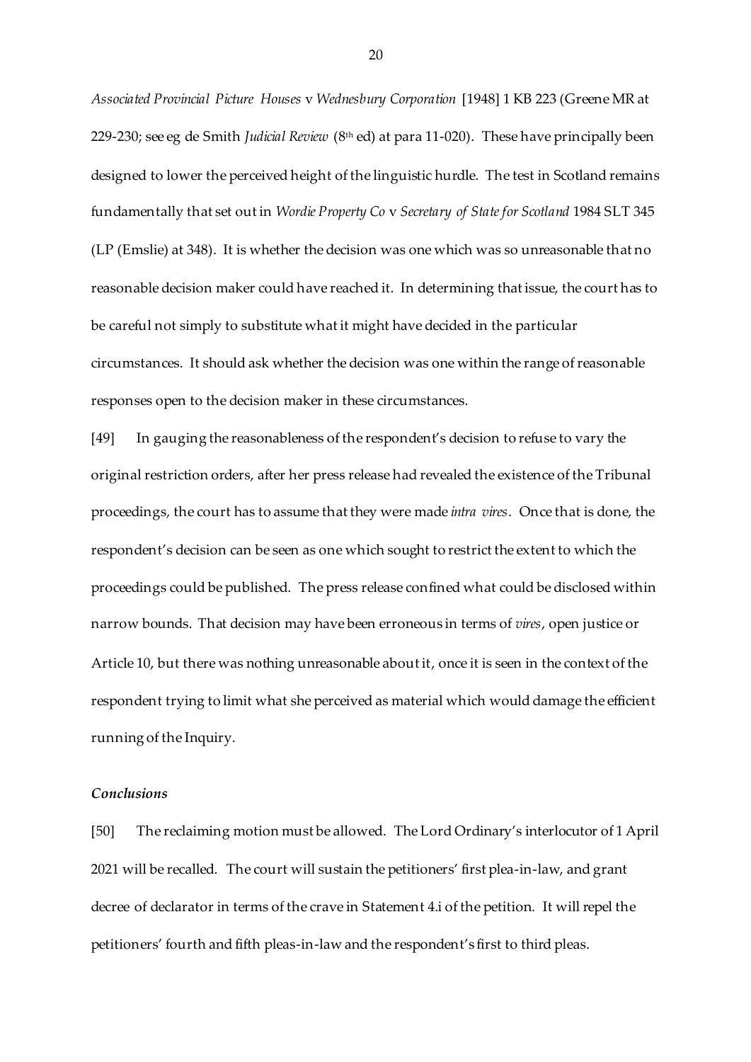*Associated Provincial Picture Houses* v *Wednesbury Corporation* [1948] 1 KB 223 (Greene MR at 229-230; see eg de Smith *Judicial Review* (8th ed) at para 11-020). These have principally been designed to lower the perceived height of the linguistic hurdle. The test in Scotland remains fundamentally that set out in *Wordie Property Co* v *Secretary of State for Scotland* 1984 SLT 345 (LP (Emslie) at 348). It is whether the decision was one which was so unreasonable that no reasonable decision maker could have reached it. In determining that issue, the court has to be careful not simply to substitute what it might have decided in the particular circumstances. It should ask whether the decision was one within the range of reasonable responses open to the decision maker in these circumstances.

[49] In gauging the reasonableness of the respondent's decision to refuse to vary the original restriction orders, after her press release had revealed the existence of the Tribunal proceedings, the court has to assume that they were made *intra vires*. Once that is done, the respondent's decision can be seen as one which sought to restrict the extent to which the proceedings could be published. The press release confined what could be disclosed within narrow bounds. That decision may have been erroneous in terms of *vires*, open justice or Article 10, but there was nothing unreasonable about it, once it is seen in the context of the respondent trying to limit what she perceived as material which would damage the efficient running of the Inquiry.

### *Conclusions*

[50] The reclaiming motion must be allowed. The Lord Ordinary's interlocutor of 1 April 2021 will be recalled. The court will sustain the petitioners' first plea-in-law, and grant decree of declarator in terms of the crave in Statement 4.i of the petition. It will repel the petitioners' fourth and fifth pleas-in-law and the respondent's first to third pleas.